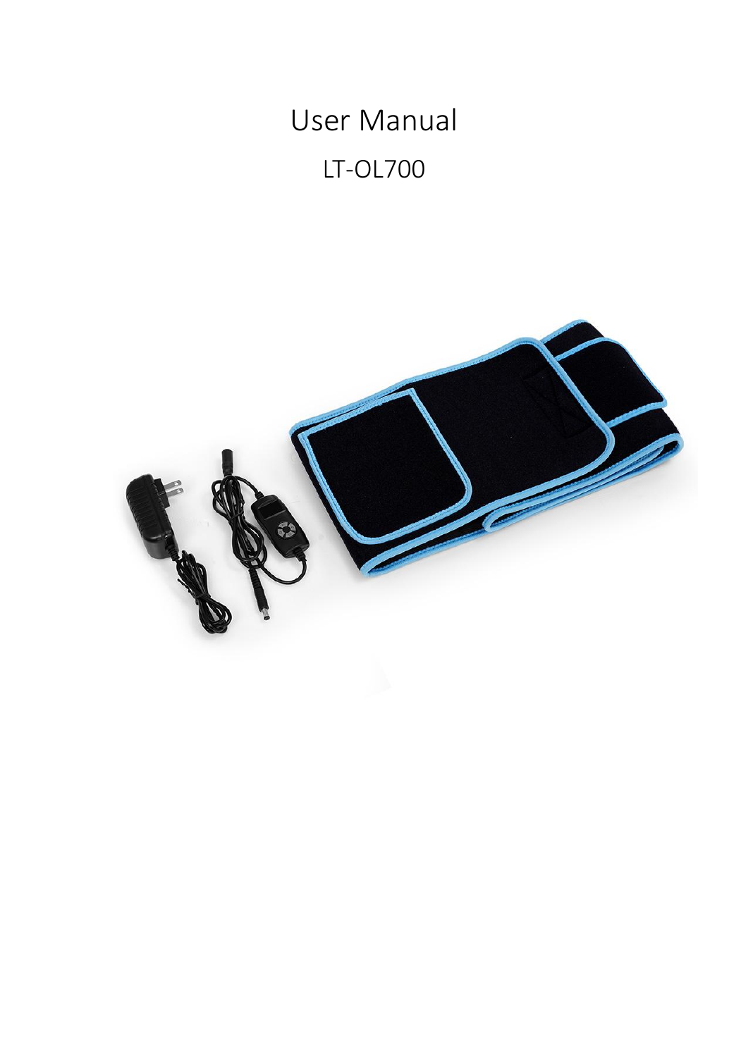# User Manual

LT-OL700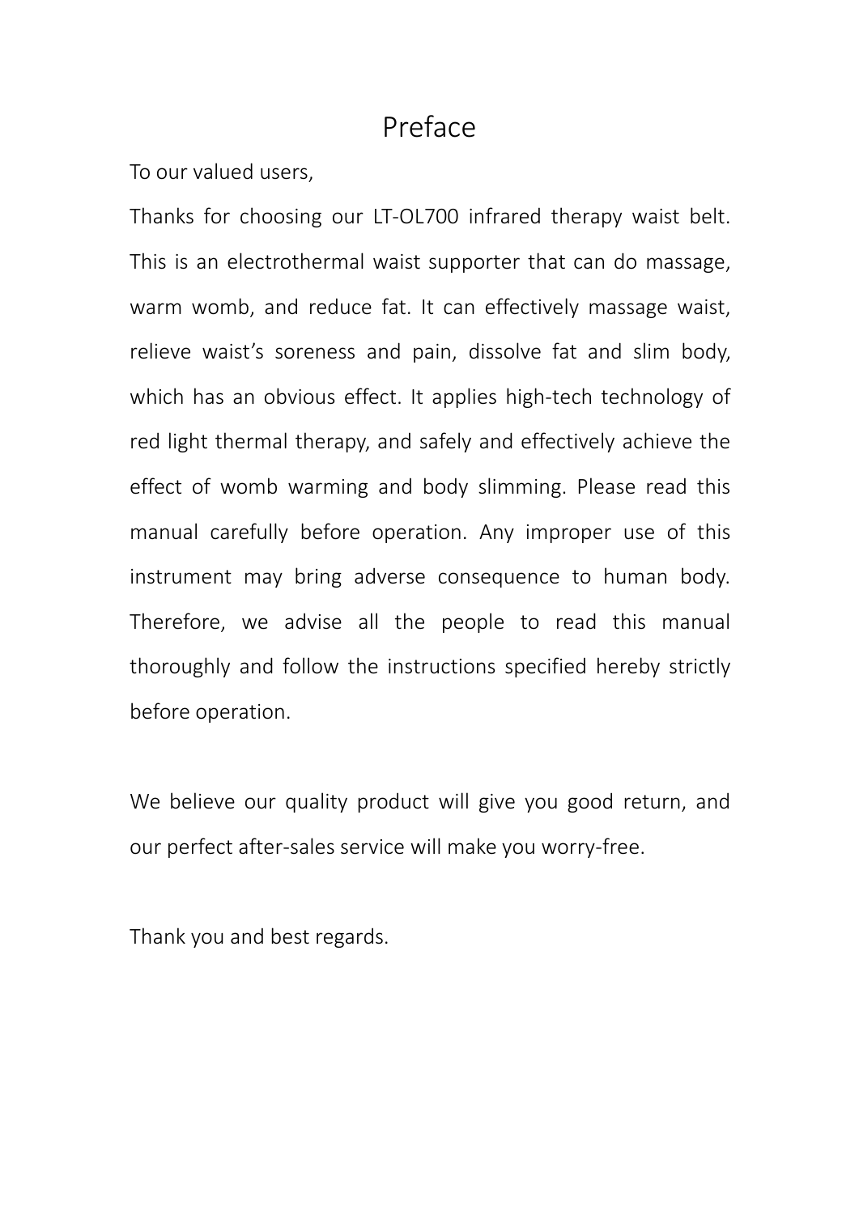# Preface

To our valued users,

Thanks for choosing our LT-OL700 infrared therapy waist belt. This is an electrothermal waist supporter that can do massage, warm womb, and reduce fat. It can effectively massage waist, relieve waist's soreness and pain, dissolve fat and slim body, which has an obvious effect. It applies high-tech technology of red light thermal therapy, and safely and effectively achieve the effect of womb warming and body slimming. Please read this manual carefully before operation. Any improper use of this instrument may bring adverse consequence to human body. Therefore, we advise all the people to read this manual thoroughly and follow the instructions specified hereby strictly before operation.

We believe our quality product will give you good return, and our perfect after-sales service will make you worry-free.

Thank you and best regards.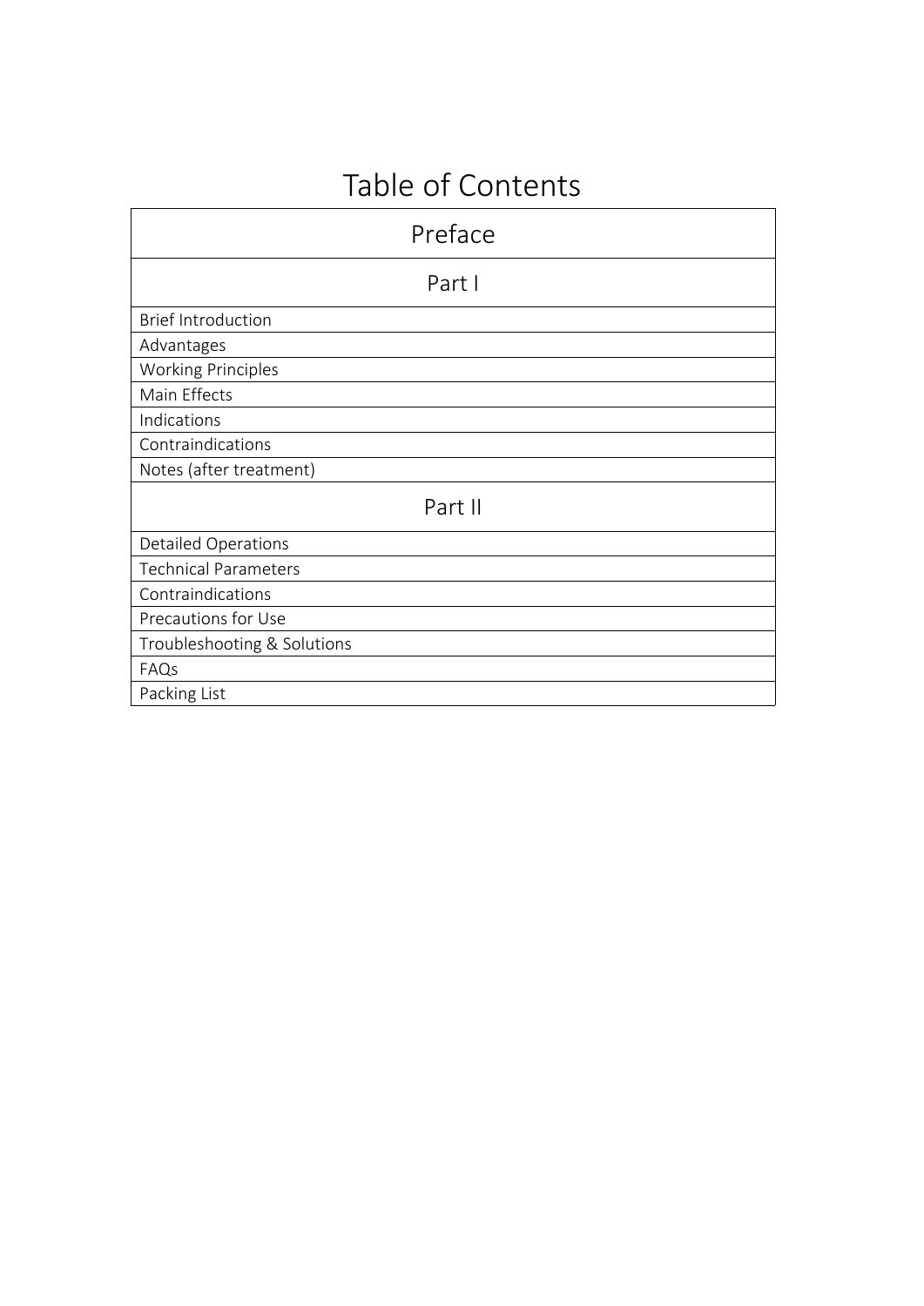# Table of Contents

| Preface |
|---|
| **Part I** |
| Brief Introduction |
| Advantages |
| Working Principles |
| Main Effects |
| Indications |
| Contraindications |
| Notes (after treatment) |
| **Part II** |
| Detailed Operations |
| Technical Parameters |
| Contraindications |
| Precautions for Use |
| Troubleshooting & Solutions |
| FAQs |
| Packing List |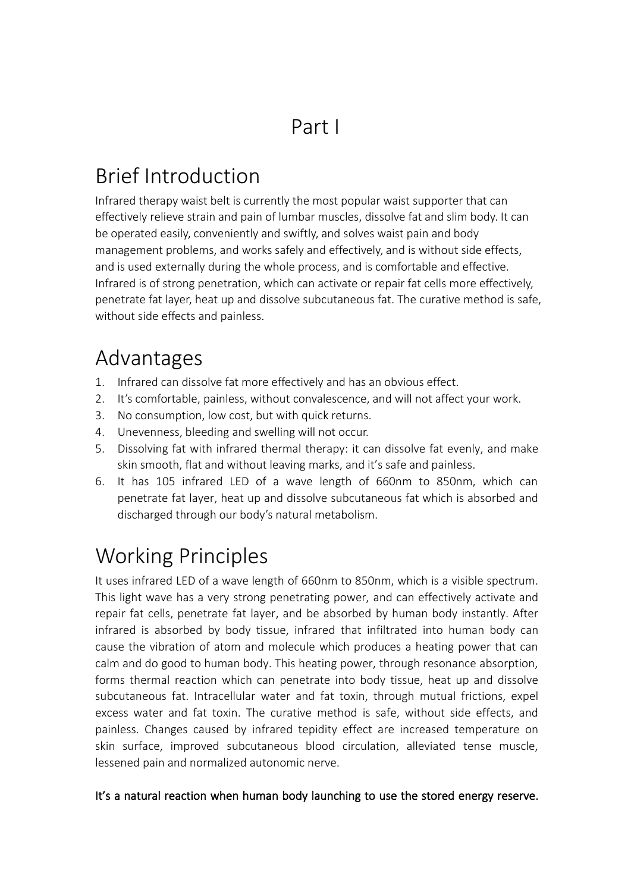# Part I

## Brief Introduction

Infrared therapy waist belt is currently the most popular waist supporter that can effectively relieve strain and pain of lumbar muscles, dissolve fat and slim body. It can be operated easily, conveniently and swiftly, and solves waist pain and body management problems, and works safely and effectively, and is without side effects, and is used externally during the whole process, and is comfortable and effective. Infrared is of strong penetration, which can activate or repair fat cells more effectively, penetrate fat layer, heat up and dissolve subcutaneous fat. The curative method is safe, without side effects and painless.

## Advantages

1. Infrared can dissolve fat more effectively and has an obvious effect.
2. It's comfortable, painless, without convalescence, and will not affect your work.
3. No consumption, low cost, but with quick returns.
4. Unevenness, bleeding and swelling will not occur.
5. Dissolving fat with infrared thermal therapy: it can dissolve fat evenly, and make skin smooth, flat and without leaving marks, and it's safe and painless.
6. It has 105 infrared LED of a wave length of 660nm to 850nm, which can penetrate fat layer, heat up and dissolve subcutaneous fat which is absorbed and discharged through our body's natural metabolism.

## Working Principles

It uses infrared LED of a wave length of 660nm to 850nm, which is a visible spectrum. This light wave has a very strong penetrating power, and can effectively activate and repair fat cells, penetrate fat layer, and be absorbed by human body instantly. After infrared is absorbed by body tissue, infrared that infiltrated into human body can cause the vibration of atom and molecule which produces a heating power that can calm and do good to human body. This heating power, through resonance absorption, forms thermal reaction which can penetrate into body tissue, heat up and dissolve subcutaneous fat. Intracellular water and fat toxin, through mutual frictions, expel excess water and fat toxin. The curative method is safe, without side effects, and painless. Changes caused by infrared tepidity effect are increased temperature on skin surface, improved subcutaneous blood circulation, alleviated tense muscle, lessened pain and normalized autonomic nerve.

It's a natural reaction when human body launching to use the stored energy reserve.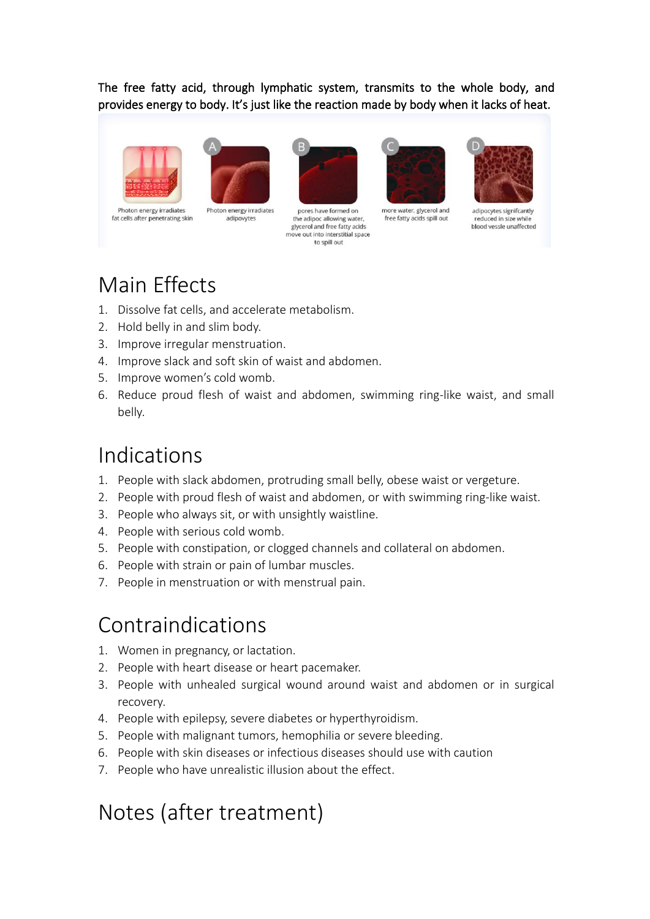The free fatty acid, through lymphatic system, transmits to the whole body, and provides energy to body. It's just like the reaction made by body when it lacks of heat.

Photon energy irradiates fat cells after penetrating skin

A: Photon energy irradiates adipovytes

B: pores have formed on the adipoc allowing water, glycerol and free fatty acids move out into interstitial space to spill out

C: more water, glycerol and free fatty acids spill out

D: adipocytes signifcantly reduced in size while blood vessle unaffected

# Main Effects

1. Dissolve fat cells, and accelerate metabolism.
2. Hold belly in and slim body.
3. Improve irregular menstruation.
4. Improve slack and soft skin of waist and abdomen.
5. Improve women's cold womb.
6. Reduce proud flesh of waist and abdomen, swimming ring-like waist, and small belly.

# Indications

1. People with slack abdomen, protruding small belly, obese waist or vergeture.
2. People with proud flesh of waist and abdomen, or with swimming ring-like waist.
3. People who always sit, or with unsightly waistline.
4. People with serious cold womb.
5. People with constipation, or clogged channels and collateral on abdomen.
6. People with strain or pain of lumbar muscles.
7. People in menstruation or with menstrual pain.

# Contraindications

1. Women in pregnancy, or lactation.
2. People with heart disease or heart pacemaker.
3. People with unhealed surgical wound around waist and abdomen or in surgical recovery.
4. People with epilepsy, severe diabetes or hyperthyroidism.
5. People with malignant tumors, hemophilia or severe bleeding.
6. People with skin diseases or infectious diseases should use with caution
7. People who have unrealistic illusion about the effect.

# Notes (after treatment)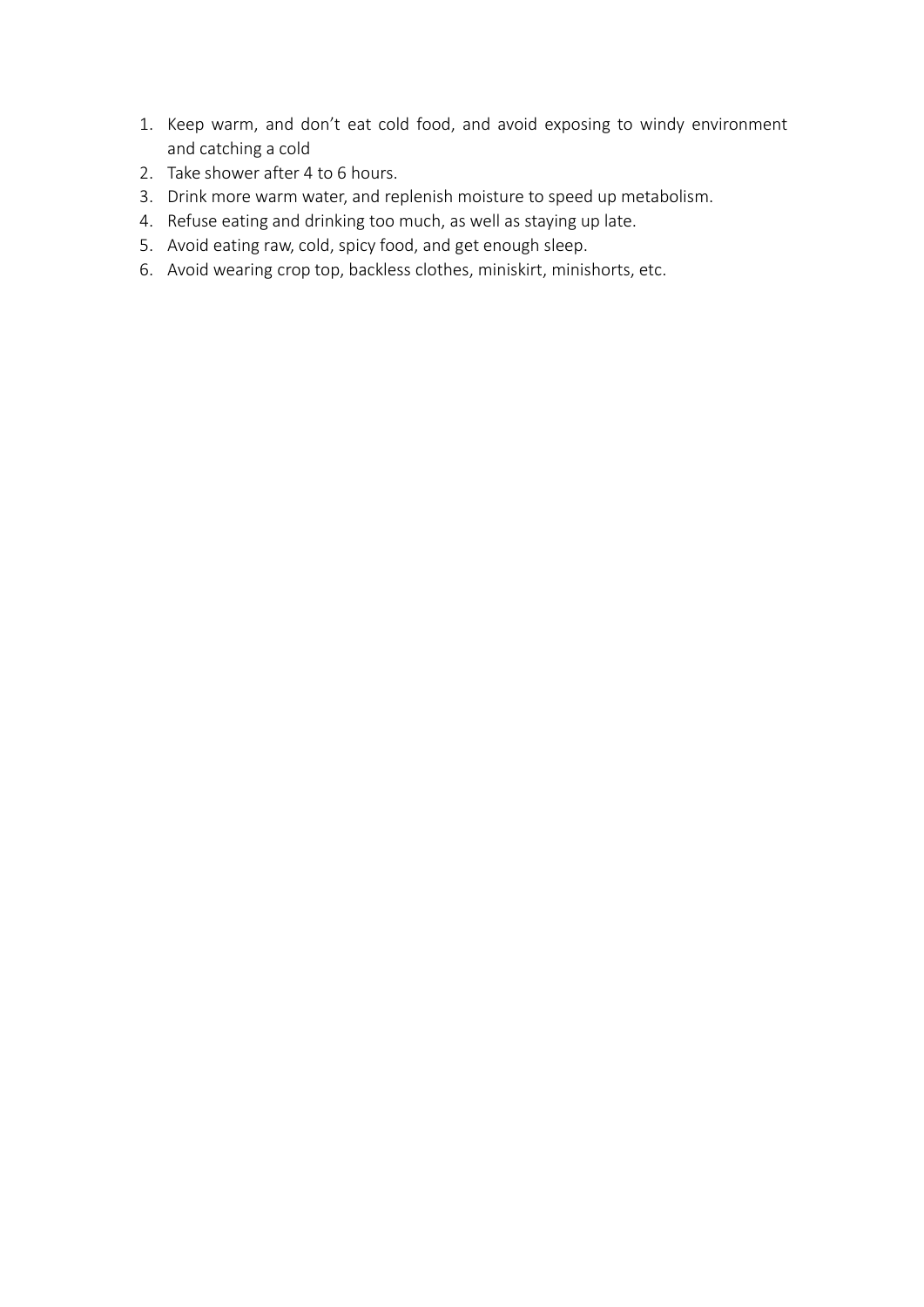1. Keep warm, and don't eat cold food, and avoid exposing to windy environment and catching a cold
2. Take shower after 4 to 6 hours.
3. Drink more warm water, and replenish moisture to speed up metabolism.
4. Refuse eating and drinking too much, as well as staying up late.
5. Avoid eating raw, cold, spicy food, and get enough sleep.
6. Avoid wearing crop top, backless clothes, miniskirt, minishorts, etc.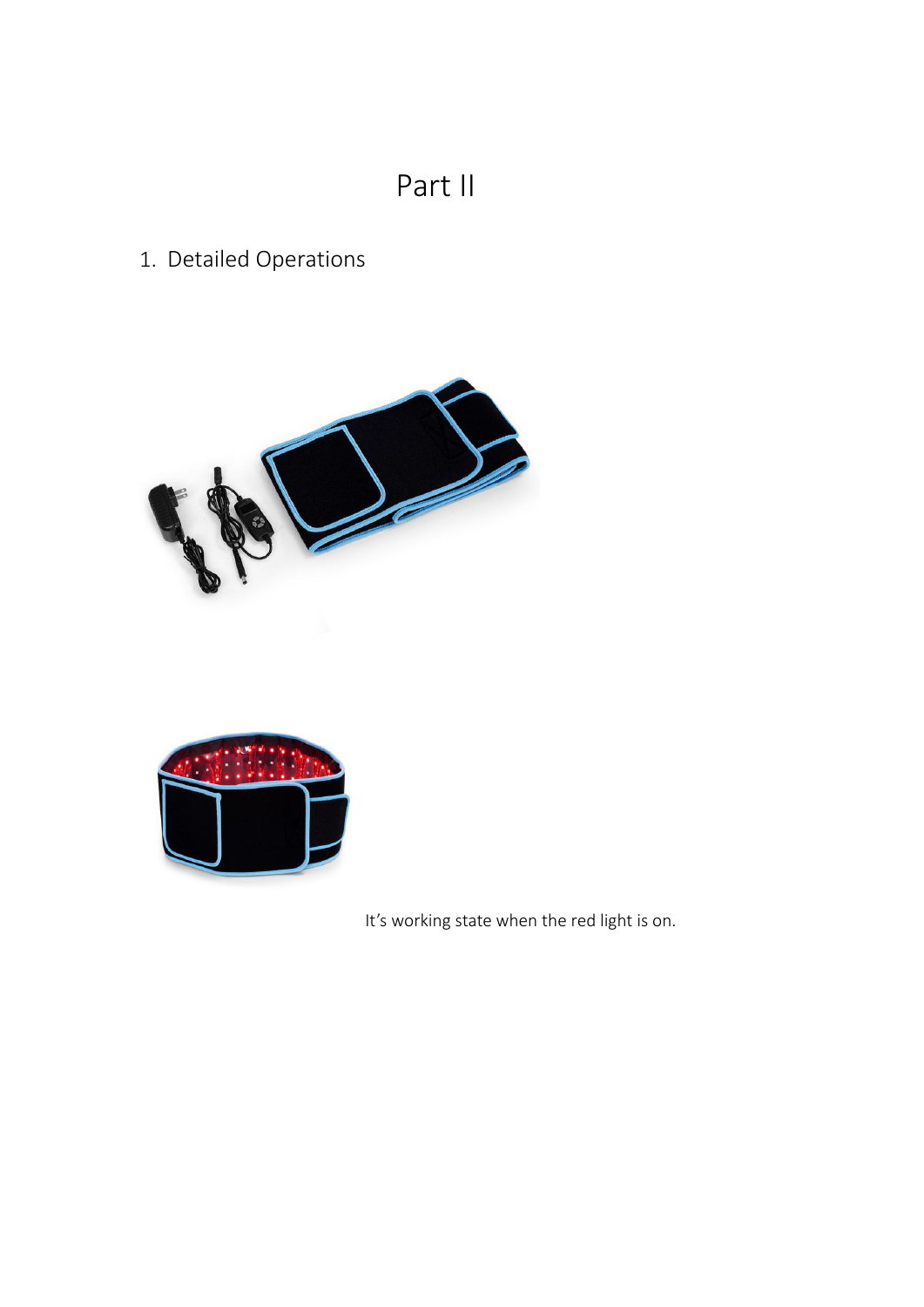# Part II

1. Detailed Operations

It's working state when the red light is on.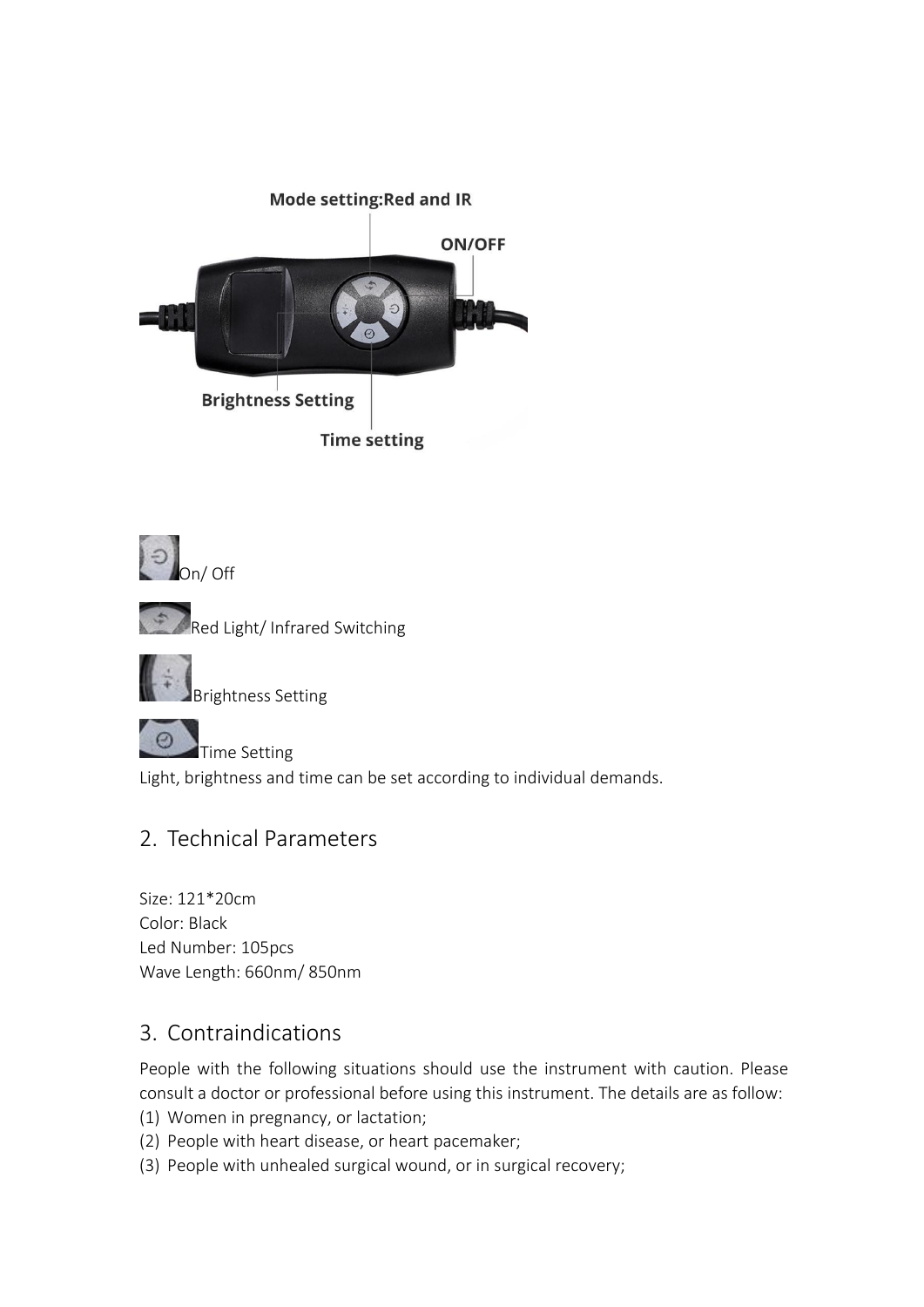On/ Off

Red Light/ Infrared Switching

Brightness Setting

Time Setting

Light, brightness and time can be set according to individual demands.

## 2. Technical Parameters

Size: 121*20cm
Color: Black
Led Number: 105pcs
Wave Length: 660nm/ 850nm

## 3. Contraindications

People with the following situations should use the instrument with caution. Please consult a doctor or professional before using this instrument. The details are as follow:

(1) Women in pregnancy, or lactation;
(2) People with heart disease, or heart pacemaker;
(3) People with unhealed surgical wound, or in surgical recovery;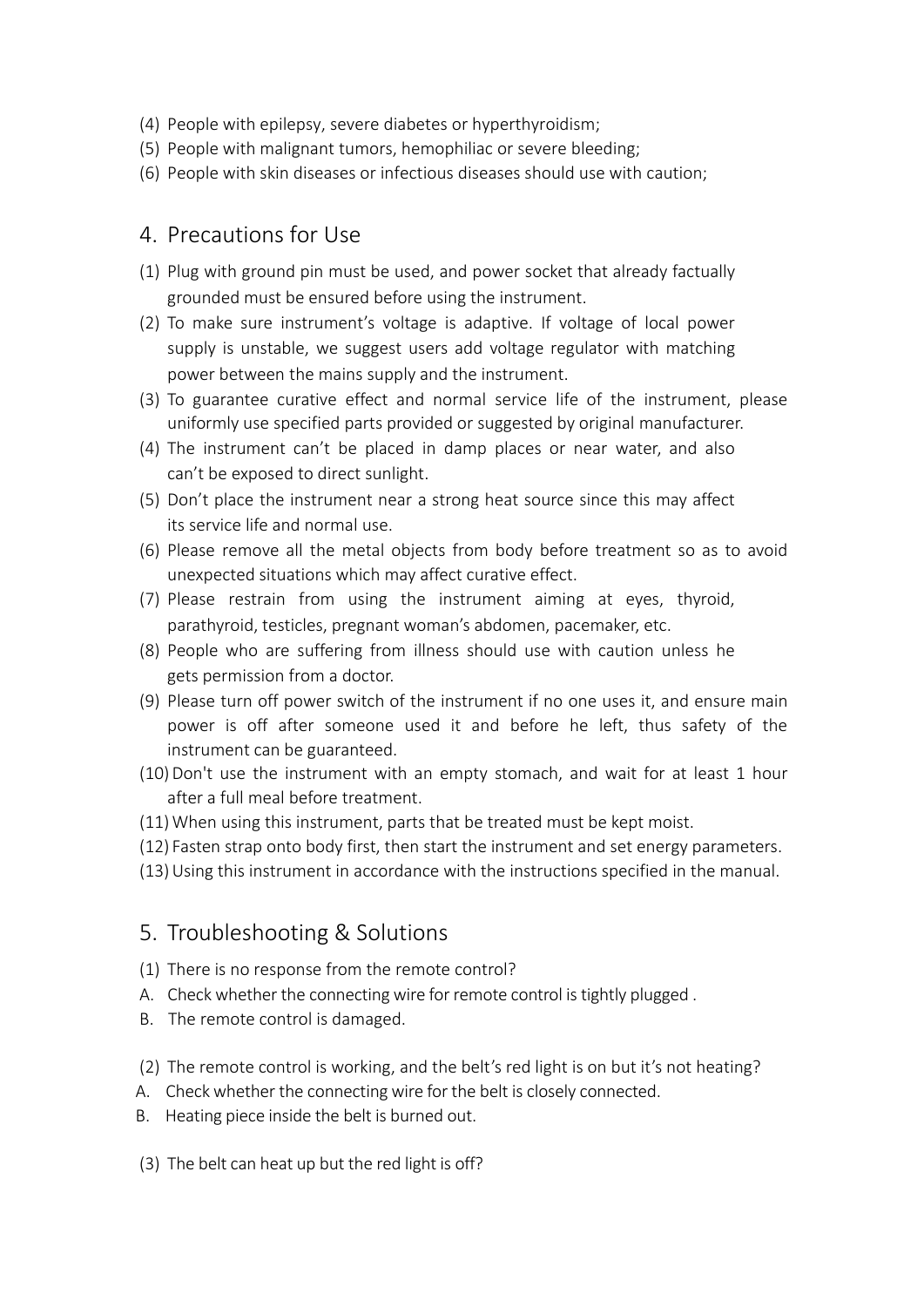(4) People with epilepsy, severe diabetes or hyperthyroidism;
(5) People with malignant tumors, hemophiliac or severe bleeding;
(6) People with skin diseases or infectious diseases should use with caution;

## 4. Precautions for Use

(1) Plug with ground pin must be used, and power socket that already factually grounded must be ensured before using the instrument.
(2) To make sure instrument's voltage is adaptive. If voltage of local power supply is unstable, we suggest users add voltage regulator with matching power between the mains supply and the instrument.
(3) To guarantee curative effect and normal service life of the instrument, please uniformly use specified parts provided or suggested by original manufacturer.
(4) The instrument can't be placed in damp places or near water, and also can't be exposed to direct sunlight.
(5) Don't place the instrument near a strong heat source since this may affect its service life and normal use.
(6) Please remove all the metal objects from body before treatment so as to avoid unexpected situations which may affect curative effect.
(7) Please restrain from using the instrument aiming at eyes, thyroid, parathyroid, testicles, pregnant woman's abdomen, pacemaker, etc.
(8) People who are suffering from illness should use with caution unless he gets permission from a doctor.
(9) Please turn off power switch of the instrument if no one uses it, and ensure main power is off after someone used it and before he left, thus safety of the instrument can be guaranteed.
(10) Don't use the instrument with an empty stomach, and wait for at least 1 hour after a full meal before treatment.
(11) When using this instrument, parts that be treated must be kept moist.
(12) Fasten strap onto body first, then start the instrument and set energy parameters.
(13) Using this instrument in accordance with the instructions specified in the manual.

## 5. Troubleshooting & Solutions

(1) There is no response from the remote control?

A. Check whether the connecting wire for remote control is tightly plugged .
B. The remote control is damaged.

(2) The remote control is working, and the belt's red light is on but it's not heating?

A. Check whether the connecting wire for the belt is closely connected.
B. Heating piece inside the belt is burned out.

(3) The belt can heat up but the red light is off?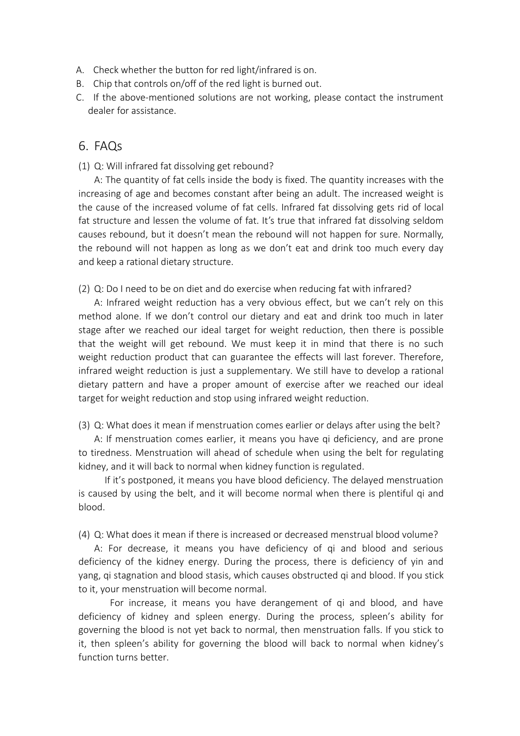A. Check whether the button for red light/infrared is on.
B. Chip that controls on/off of the red light is burned out.
C. If the above-mentioned solutions are not working, please contact the instrument dealer for assistance.

## 6. FAQs

(1) Q: Will infrared fat dissolving get rebound?

A: The quantity of fat cells inside the body is fixed. The quantity increases with the increasing of age and becomes constant after being an adult. The increased weight is the cause of the increased volume of fat cells. Infrared fat dissolving gets rid of local fat structure and lessen the volume of fat. It's true that infrared fat dissolving seldom causes rebound, but it doesn't mean the rebound will not happen for sure. Normally, the rebound will not happen as long as we don't eat and drink too much every day and keep a rational dietary structure.

(2) Q: Do I need to be on diet and do exercise when reducing fat with infrared?

A: Infrared weight reduction has a very obvious effect, but we can't rely on this method alone. If we don't control our dietary and eat and drink too much in later stage after we reached our ideal target for weight reduction, then there is possible that the weight will get rebound. We must keep it in mind that there is no such weight reduction product that can guarantee the effects will last forever. Therefore, infrared weight reduction is just a supplementary. We still have to develop a rational dietary pattern and have a proper amount of exercise after we reached our ideal target for weight reduction and stop using infrared weight reduction.

(3) Q: What does it mean if menstruation comes earlier or delays after using the belt?

A: If menstruation comes earlier, it means you have qi deficiency, and are prone to tiredness. Menstruation will ahead of schedule when using the belt for regulating kidney, and it will back to normal when kidney function is regulated.

If it's postponed, it means you have blood deficiency. The delayed menstruation is caused by using the belt, and it will become normal when there is plentiful qi and blood.

(4) Q: What does it mean if there is increased or decreased menstrual blood volume?

A: For decrease, it means you have deficiency of qi and blood and serious deficiency of the kidney energy. During the process, there is deficiency of yin and yang, qi stagnation and blood stasis, which causes obstructed qi and blood. If you stick to it, your menstruation will become normal.

For increase, it means you have derangement of qi and blood, and have deficiency of kidney and spleen energy. During the process, spleen's ability for governing the blood is not yet back to normal, then menstruation falls. If you stick to it, then spleen's ability for governing the blood will back to normal when kidney's function turns better.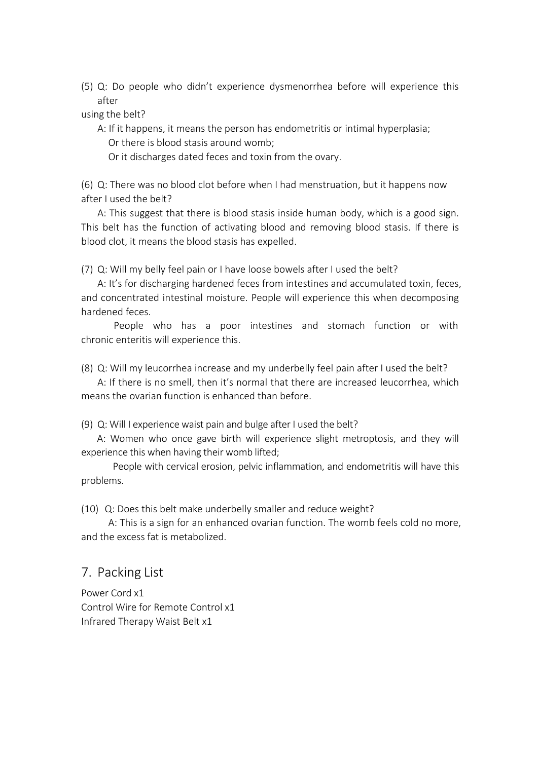(5) Q: Do people who didn't experience dysmenorrhea before will experience this after using the belt?

A: If it happens, it means the person has endometritis or intimal hyperplasia;
Or there is blood stasis around womb;
Or it discharges dated feces and toxin from the ovary.

(6) Q: There was no blood clot before when I had menstruation, but it happens now after I used the belt?

A: This suggest that there is blood stasis inside human body, which is a good sign. This belt has the function of activating blood and removing blood stasis. If there is blood clot, it means the blood stasis has expelled.

(7) Q: Will my belly feel pain or I have loose bowels after I used the belt?

A: It's for discharging hardened feces from intestines and accumulated toxin, feces, and concentrated intestinal moisture. People will experience this when decomposing hardened feces.

People who has a poor intestines and stomach function or with chronic enteritis will experience this.

(8) Q: Will my leucorrhea increase and my underbelly feel pain after I used the belt?

A: If there is no smell, then it's normal that there are increased leucorrhea, which means the ovarian function is enhanced than before.

(9) Q: Will I experience waist pain and bulge after I used the belt?

A: Women who once gave birth will experience slight metroptosis, and they will experience this when having their womb lifted;

People with cervical erosion, pelvic inflammation, and endometritis will have this problems.

(10) Q: Does this belt make underbelly smaller and reduce weight?

A: This is a sign for an enhanced ovarian function. The womb feels cold no more, and the excess fat is metabolized.

## 7. Packing List

Power Cord x1
Control Wire for Remote Control x1
Infrared Therapy Waist Belt x1